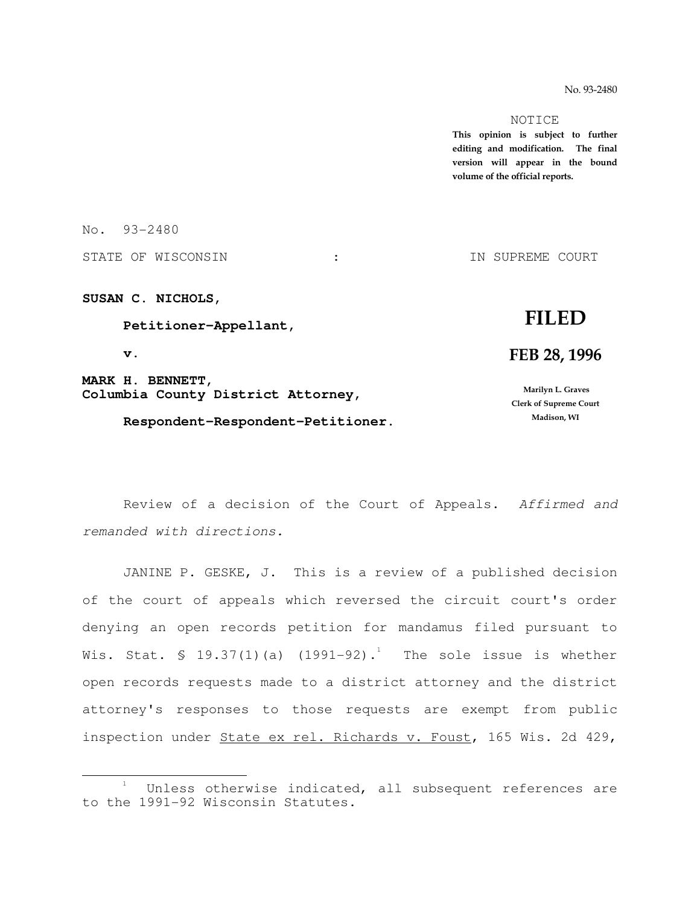No. 93-2480

NOTICE

**This opinion is subject to further editing and modification. The final version will appear in the bound volume of the official reports.**

No. 93-2480

STATE OF WISCONSIN : IN SUPREME COURT

**SUSAN C. NICHOLS,**

**Petitioner-Appellant,**

**v.**

**MARK H. BENNETT,**
**Columbia County District Attorney,**

**Respondent-Respondent-Petitioner.**

**FILED**

**FEB 28, 1996**

**Marilyn L. Graves**
**Clerk of Supreme Court**
**Madison, WI**

Review of a decision of the Court of Appeals. *Affirmed and remanded with directions.*

JANINE P. GESKE, J. This is a review of a published decision of the court of appeals which reversed the circuit court's order denying an open records petition for mandamus filed pursuant to Wis. Stat. § 19.37(1)(a) (1991-92).[1] The sole issue is whether open records requests made to a district attorney and the district attorney's responses to those requests are exempt from public inspection under State ex rel. Richards v. Foust, 165 Wis. 2d 429,

[1] Unless otherwise indicated, all subsequent references are to the 1991-92 Wisconsin Statutes.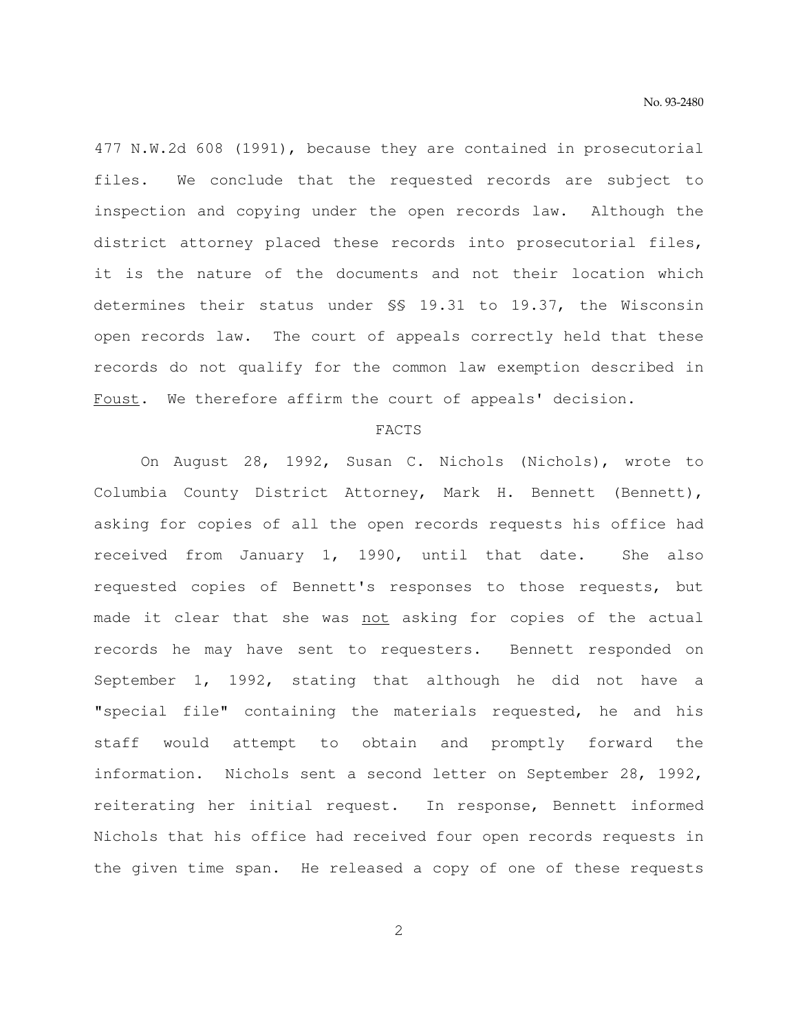477 N.W.2d 608 (1991), because they are contained in prosecutorial files. We conclude that the requested records are subject to inspection and copying under the open records law. Although the district attorney placed these records into prosecutorial files, it is the nature of the documents and not their location which determines their status under §§ 19.31 to 19.37, the Wisconsin open records law. The court of appeals correctly held that these records do not qualify for the common law exemption described in Foust. We therefore affirm the court of appeals' decision.

FACTS

On August 28, 1992, Susan C. Nichols (Nichols), wrote to Columbia County District Attorney, Mark H. Bennett (Bennett), asking for copies of all the open records requests his office had received from January 1, 1990, until that date. She also requested copies of Bennett's responses to those requests, but made it clear that she was not asking for copies of the actual records he may have sent to requesters. Bennett responded on September 1, 1992, stating that although he did not have a "special file" containing the materials requested, he and his staff would attempt to obtain and promptly forward the information. Nichols sent a second letter on September 28, 1992, reiterating her initial request. In response, Bennett informed Nichols that his office had received four open records requests in the given time span. He released a copy of one of these requests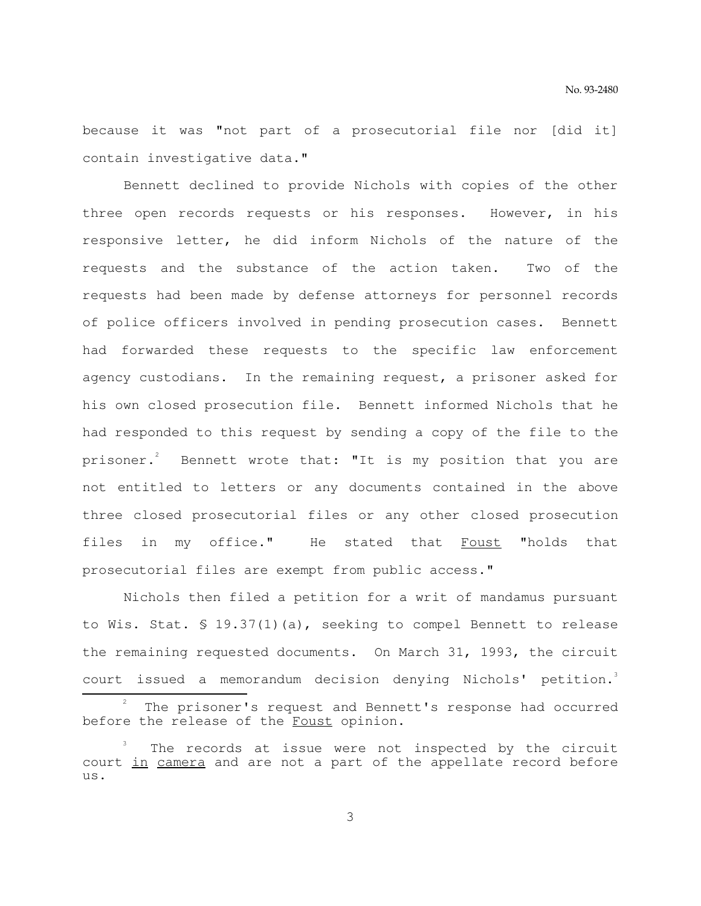because it was "not part of a prosecutorial file nor [did it] contain investigative data."

Bennett declined to provide Nichols with copies of the other three open records requests or his responses. However, in his responsive letter, he did inform Nichols of the nature of the requests and the substance of the action taken. Two of the requests had been made by defense attorneys for personnel records of police officers involved in pending prosecution cases. Bennett had forwarded these requests to the specific law enforcement agency custodians. In the remaining request, a prisoner asked for his own closed prosecution file. Bennett informed Nichols that he had responded to this request by sending a copy of the file to the prisoner.[2] Bennett wrote that: "It is my position that you are not entitled to letters or any documents contained in the above three closed prosecutorial files or any other closed prosecution files in my office." He stated that Foust "holds that prosecutorial files are exempt from public access."

Nichols then filed a petition for a writ of mandamus pursuant to Wis. Stat. § 19.37(1)(a), seeking to compel Bennett to release the remaining requested documents. On March 31, 1993, the circuit court issued a memorandum decision denying Nichols' petition.[3]

---

[2] The prisoner's request and Bennett's response had occurred before the release of the Foust opinion.

[3] The records at issue were not inspected by the circuit court *in camera* and are not a part of the appellate record before us.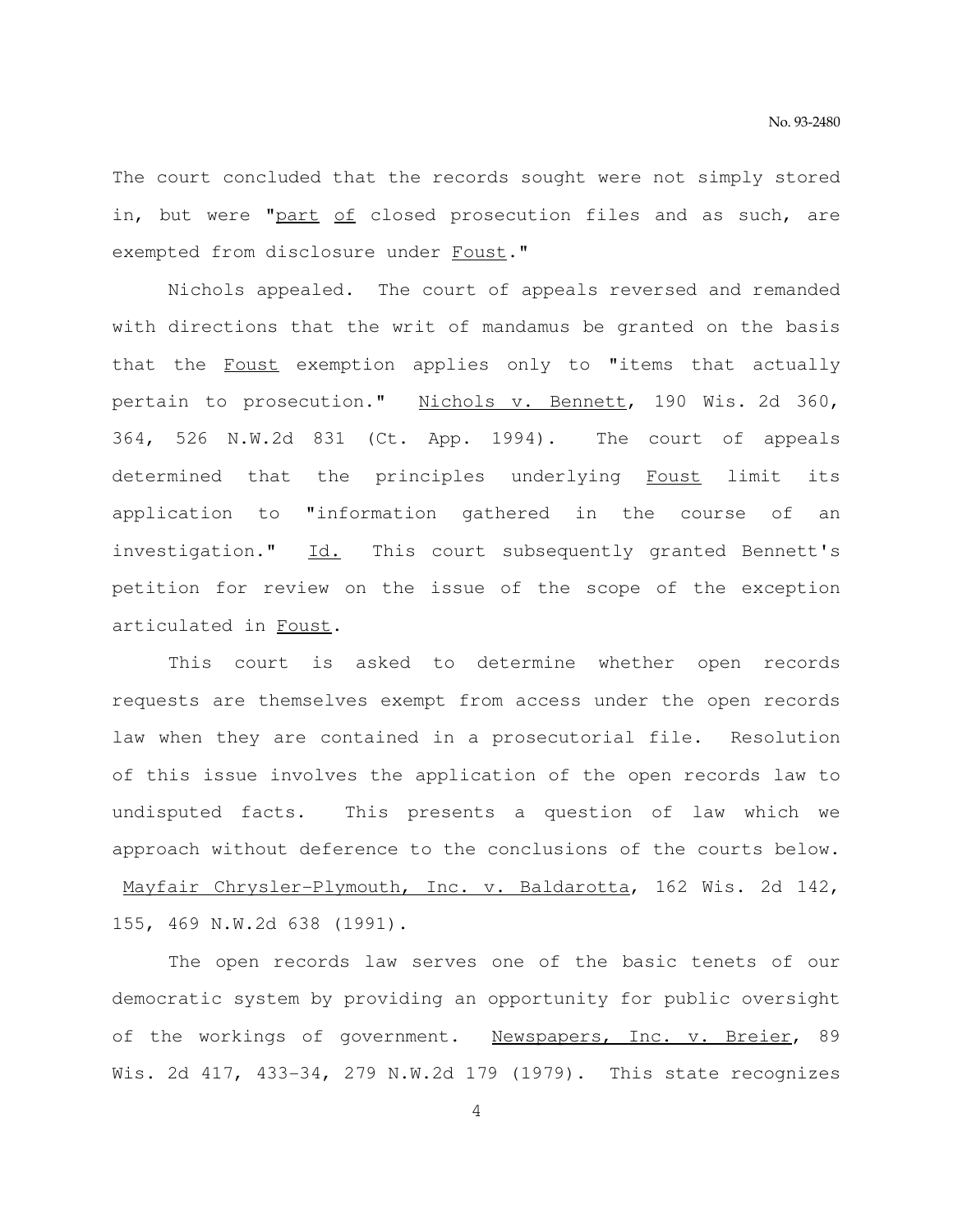The court concluded that the records sought were not simply stored in, but were "part of closed prosecution files and as such, are exempted from disclosure under Foust."

Nichols appealed. The court of appeals reversed and remanded with directions that the writ of mandamus be granted on the basis that the Foust exemption applies only to "items that actually pertain to prosecution." Nichols v. Bennett, 190 Wis. 2d 360, 364, 526 N.W.2d 831 (Ct. App. 1994). The court of appeals determined that the principles underlying Foust limit its application to "information gathered in the course of an investigation." Id. This court subsequently granted Bennett's petition for review on the issue of the scope of the exception articulated in Foust.

This court is asked to determine whether open records requests are themselves exempt from access under the open records law when they are contained in a prosecutorial file. Resolution of this issue involves the application of the open records law to undisputed facts. This presents a question of law which we approach without deference to the conclusions of the courts below. Mayfair Chrysler-Plymouth, Inc. v. Baldarotta, 162 Wis. 2d 142, 155, 469 N.W.2d 638 (1991).

The open records law serves one of the basic tenets of our democratic system by providing an opportunity for public oversight of the workings of government. Newspapers, Inc. v. Breier, 89 Wis. 2d 417, 433-34, 279 N.W.2d 179 (1979). This state recognizes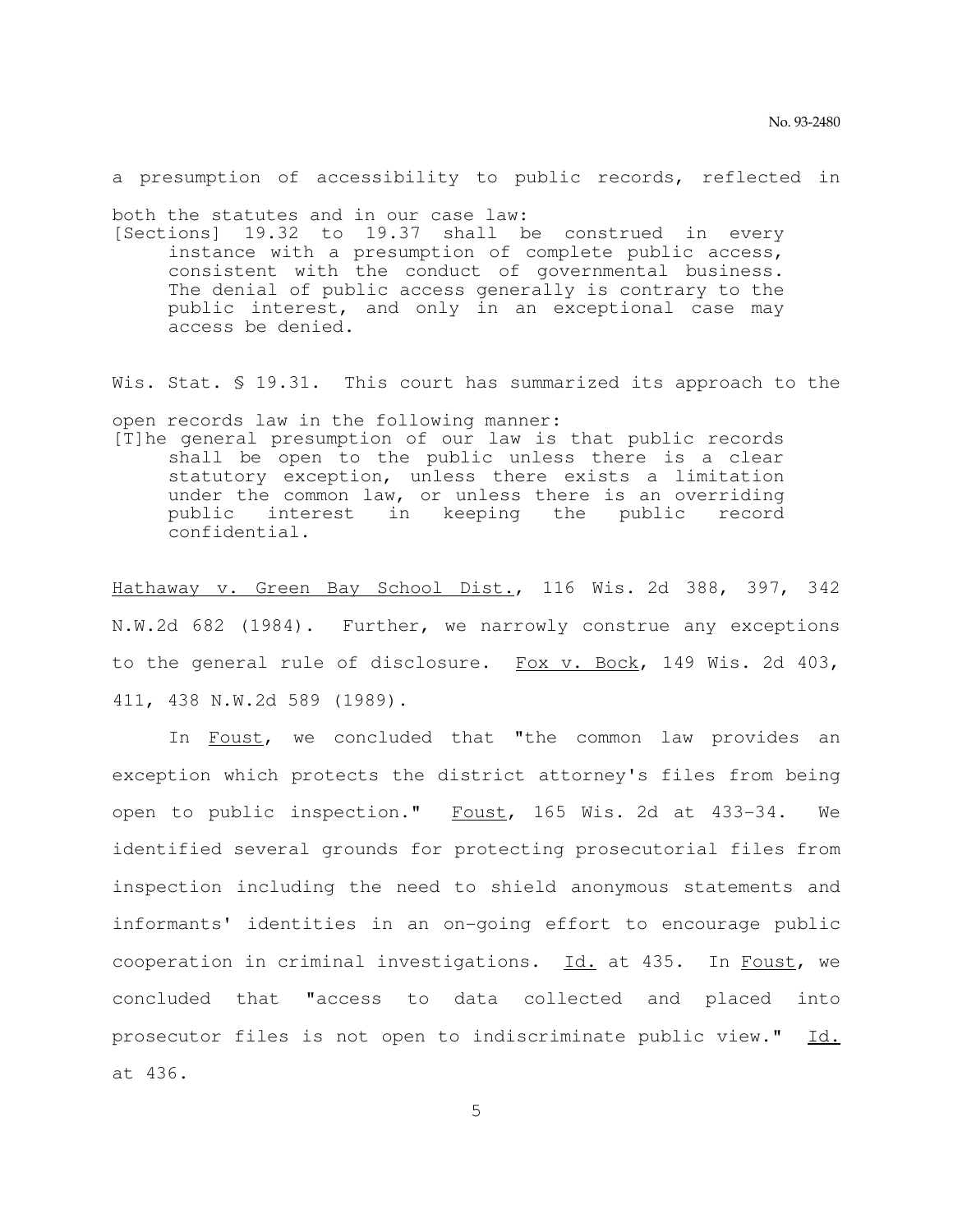a presumption of accessibility to public records, reflected in both the statutes and in our case law:

> [Sections] 19.32 to 19.37 shall be construed in every instance with a presumption of complete public access, consistent with the conduct of governmental business. The denial of public access generally is contrary to the public interest, and only in an exceptional case may access be denied.

Wis. Stat. § 19.31. This court has summarized its approach to the open records law in the following manner:

> [T]he general presumption of our law is that public records shall be open to the public unless there is a clear statutory exception, unless there exists a limitation under the common law, or unless there is an overriding public interest in keeping the public record confidential.

Hathaway v. Green Bay School Dist., 116 Wis. 2d 388, 397, 342 N.W.2d 682 (1984). Further, we narrowly construe any exceptions to the general rule of disclosure. Fox v. Bock, 149 Wis. 2d 403, 411, 438 N.W.2d 589 (1989).

In Foust, we concluded that "the common law provides an exception which protects the district attorney's files from being open to public inspection." Foust, 165 Wis. 2d at 433-34. We identified several grounds for protecting prosecutorial files from inspection including the need to shield anonymous statements and informants' identities in an on-going effort to encourage public cooperation in criminal investigations. Id. at 435. In Foust, we concluded that "access to data collected and placed into prosecutor files is not open to indiscriminate public view." Id. at 436.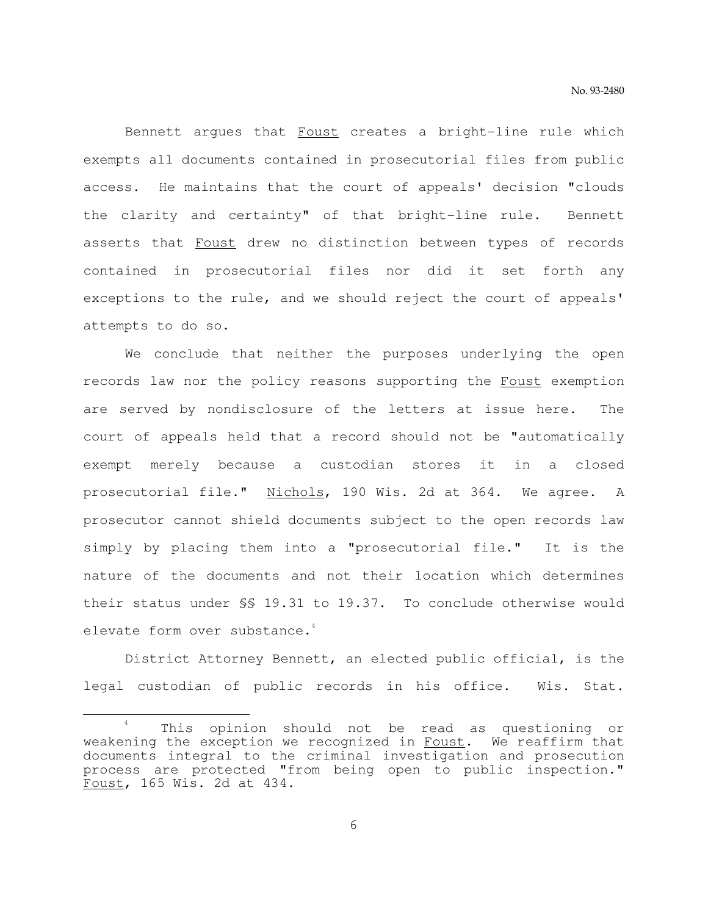Bennett argues that Foust creates a bright-line rule which exempts all documents contained in prosecutorial files from public access. He maintains that the court of appeals' decision "clouds the clarity and certainty" of that bright-line rule. Bennett asserts that Foust drew no distinction between types of records contained in prosecutorial files nor did it set forth any exceptions to the rule, and we should reject the court of appeals' attempts to do so.

We conclude that neither the purposes underlying the open records law nor the policy reasons supporting the Foust exemption are served by nondisclosure of the letters at issue here. The court of appeals held that a record should not be "automatically exempt merely because a custodian stores it in a closed prosecutorial file." Nichols, 190 Wis. 2d at 364. We agree. A prosecutor cannot shield documents subject to the open records law simply by placing them into a "prosecutorial file." It is the nature of the documents and not their location which determines their status under §§ 19.31 to 19.37. To conclude otherwise would elevate form over substance.[4]

District Attorney Bennett, an elected public official, is the legal custodian of public records in his office. Wis. Stat.

---

[4] This opinion should not be read as questioning or weakening the exception we recognized in Foust. We reaffirm that documents integral to the criminal investigation and prosecution process are protected "from being open to public inspection." Foust, 165 Wis. 2d at 434.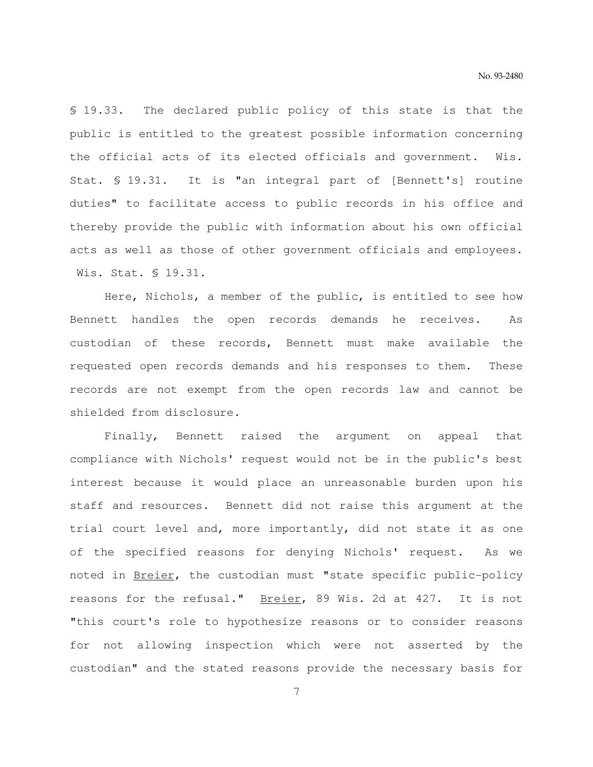§ 19.33. The declared public policy of this state is that the public is entitled to the greatest possible information concerning the official acts of its elected officials and government. Wis. Stat. § 19.31. It is "an integral part of [Bennett's] routine duties" to facilitate access to public records in his office and thereby provide the public with information about his own official acts as well as those of other government officials and employees. Wis. Stat. § 19.31.

Here, Nichols, a member of the public, is entitled to see how Bennett handles the open records demands he receives. As custodian of these records, Bennett must make available the requested open records demands and his responses to them. These records are not exempt from the open records law and cannot be shielded from disclosure.

Finally, Bennett raised the argument on appeal that compliance with Nichols' request would not be in the public's best interest because it would place an unreasonable burden upon his staff and resources. Bennett did not raise this argument at the trial court level and, more importantly, did not state it as one of the specified reasons for denying Nichols' request. As we noted in Breier, the custodian must "state specific public-policy reasons for the refusal." Breier, 89 Wis. 2d at 427. It is not "this court's role to hypothesize reasons or to consider reasons for not allowing inspection which were not asserted by the custodian" and the stated reasons provide the necessary basis for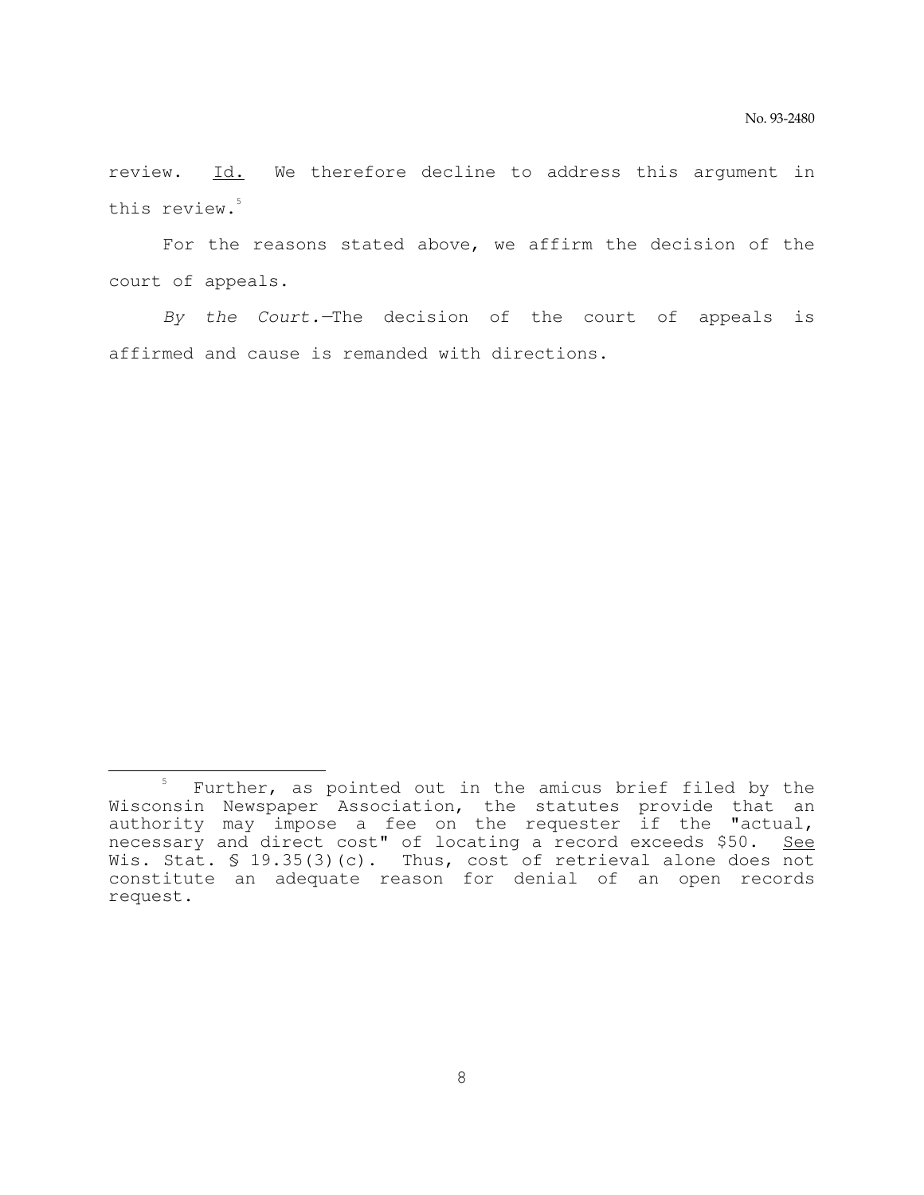review. Id. We therefore decline to address this argument in this review.[5]

For the reasons stated above, we affirm the decision of the court of appeals.

*By the Court.*—The decision of the court of appeals is affirmed and cause is remanded with directions.

---

[5] Further, as pointed out in the amicus brief filed by the Wisconsin Newspaper Association, the statutes provide that an authority may impose a fee on the requester if the "actual, necessary and direct cost" of locating a record exceeds $50. See Wis. Stat. § 19.35(3)(c). Thus, cost of retrieval alone does not constitute an adequate reason for denial of an open records request.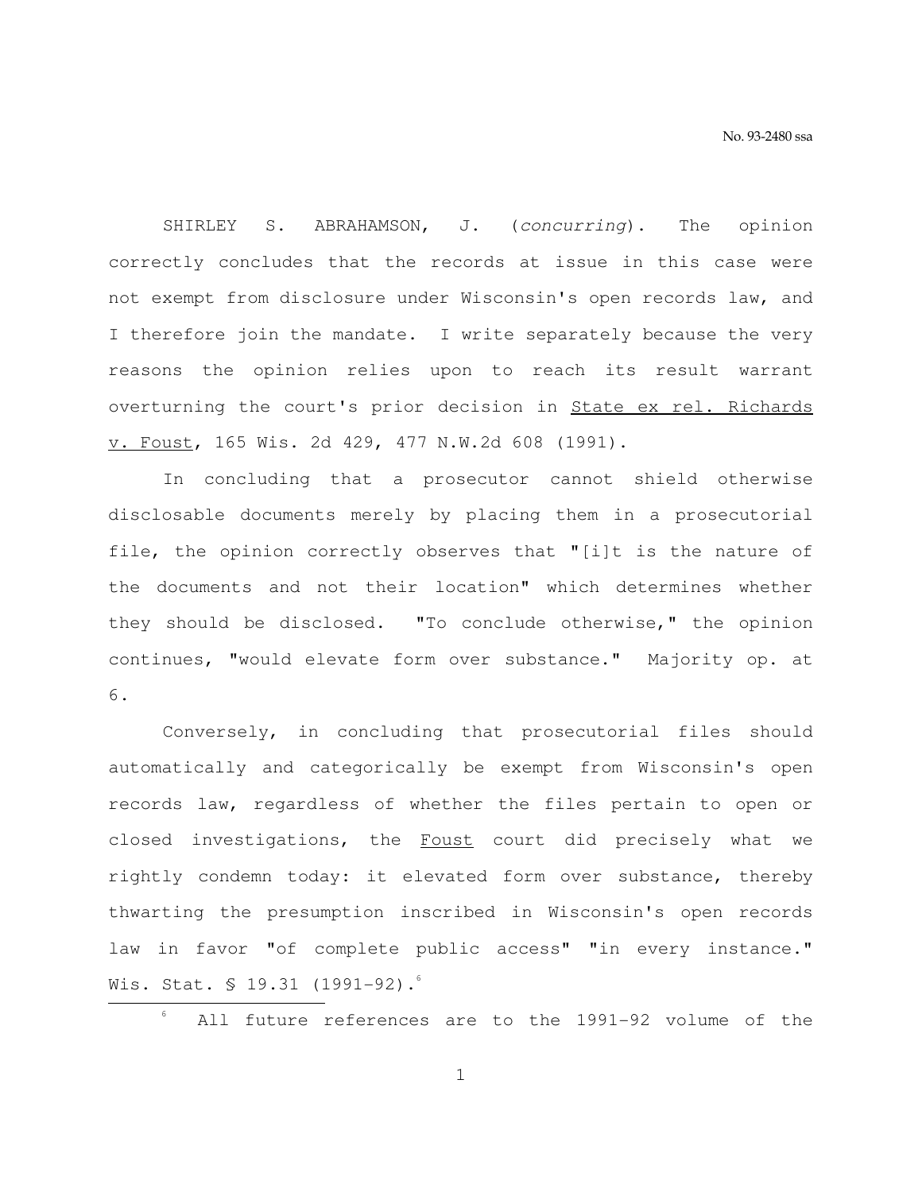SHIRLEY S. ABRAHAMSON, J. (*concurring*). The opinion correctly concludes that the records at issue in this case were not exempt from disclosure under Wisconsin's open records law, and I therefore join the mandate. I write separately because the very reasons the opinion relies upon to reach its result warrant overturning the court's prior decision in State ex rel. Richards v. Foust, 165 Wis. 2d 429, 477 N.W.2d 608 (1991).

In concluding that a prosecutor cannot shield otherwise disclosable documents merely by placing them in a prosecutorial file, the opinion correctly observes that "[i]t is the nature of the documents and not their location" which determines whether they should be disclosed. "To conclude otherwise," the opinion continues, "would elevate form over substance." Majority op. at 6.

Conversely, in concluding that prosecutorial files should automatically and categorically be exempt from Wisconsin's open records law, regardless of whether the files pertain to open or closed investigations, the Foust court did precisely what we rightly condemn today: it elevated form over substance, thereby thwarting the presumption inscribed in Wisconsin's open records law in favor "of complete public access" "in every instance." Wis. Stat. § 19.31 (1991-92).[6]

[6] All future references are to the 1991-92 volume of the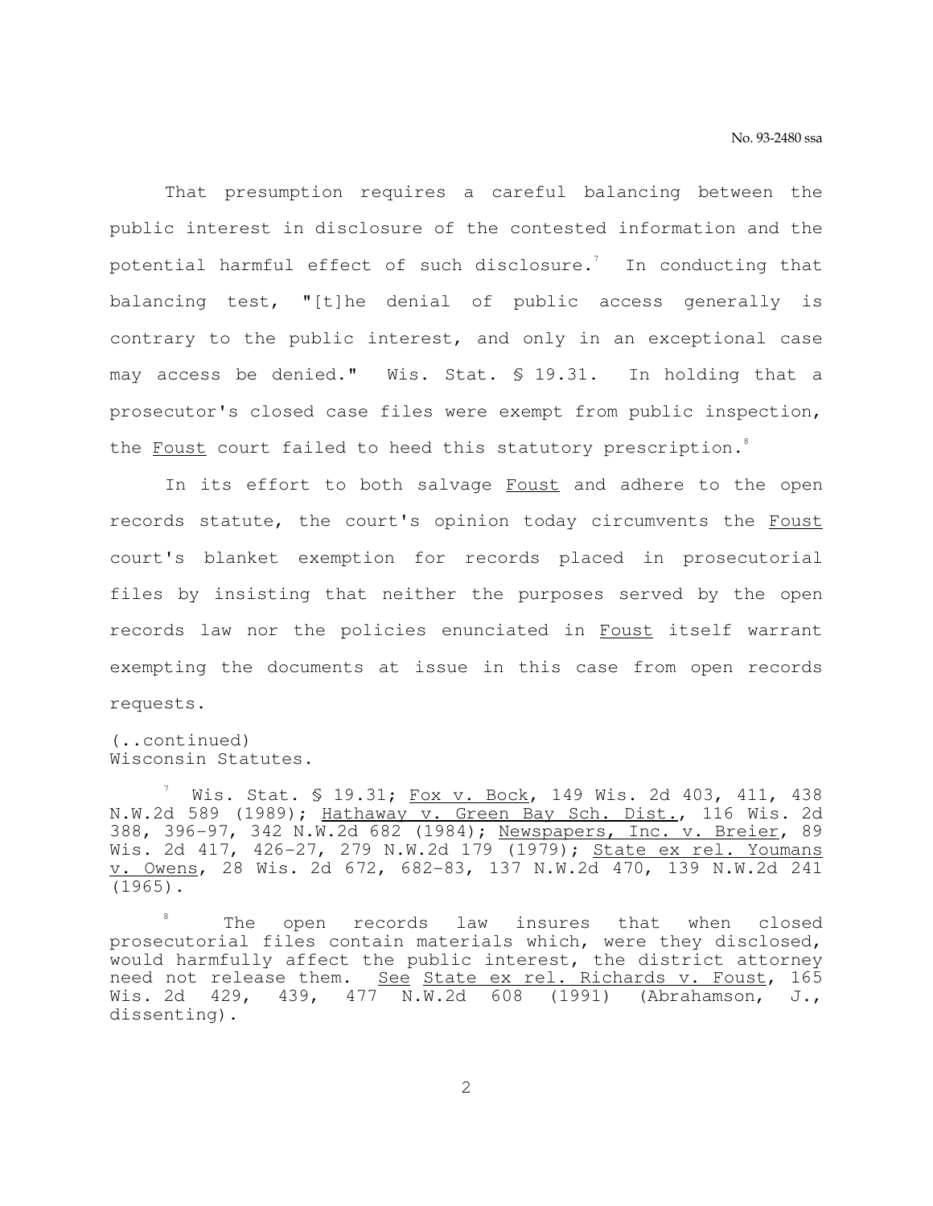That presumption requires a careful balancing between the public interest in disclosure of the contested information and the potential harmful effect of such disclosure.[7] In conducting that balancing test, "[t]he denial of public access generally is contrary to the public interest, and only in an exceptional case may access be denied." Wis. Stat. § 19.31. In holding that a prosecutor's closed case files were exempt from public inspection, the Foust court failed to heed this statutory prescription.[8]

In its effort to both salvage Foust and adhere to the open records statute, the court's opinion today circumvents the Foust court's blanket exemption for records placed in prosecutorial files by insisting that neither the purposes served by the open records law nor the policies enunciated in Foust itself warrant exempting the documents at issue in this case from open records requests.

(..continued)
Wisconsin Statutes.

[7] Wis. Stat. § 19.31; Fox v. Bock, 149 Wis. 2d 403, 411, 438 N.W.2d 589 (1989); Hathaway v. Green Bay Sch. Dist., 116 Wis. 2d 388, 396-97, 342 N.W.2d 682 (1984); Newspapers, Inc. v. Breier, 89 Wis. 2d 417, 426-27, 279 N.W.2d 179 (1979); State ex rel. Youmans v. Owens, 28 Wis. 2d 672, 682-83, 137 N.W.2d 470, 139 N.W.2d 241 (1965).

[8] The open records law insures that when closed prosecutorial files contain materials which, were they disclosed, would harmfully affect the public interest, the district attorney need not release them. See State ex rel. Richards v. Foust, 165 Wis. 2d 429, 439, 477 N.W.2d 608 (1991) (Abrahamson, J., dissenting).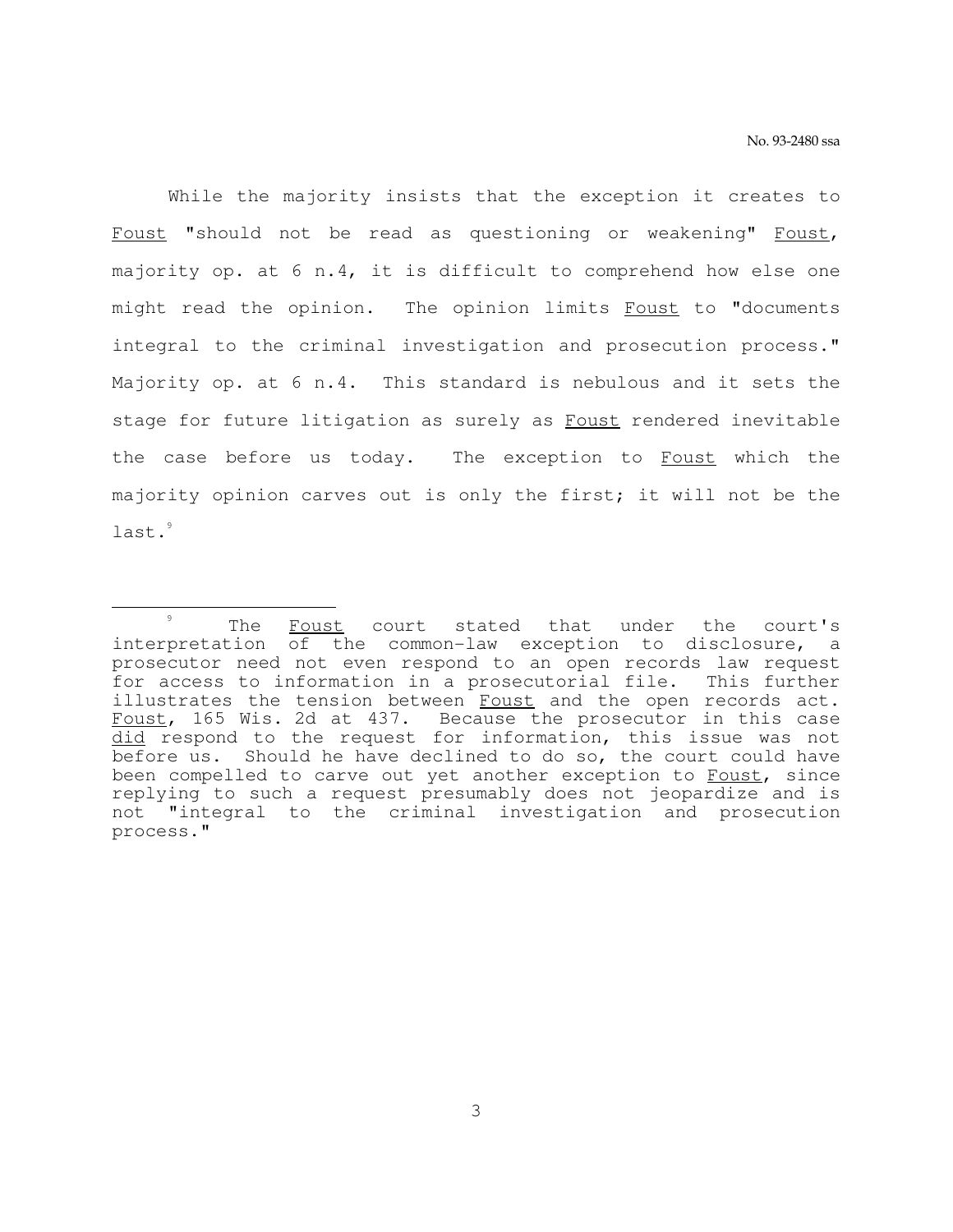While the majority insists that the exception it creates to _Foust_ "should not be read as questioning or weakening" _Foust_, majority op. at 6 n.4, it is difficult to comprehend how else one might read the opinion. The opinion limits _Foust_ to "documents integral to the criminal investigation and prosecution process." Majority op. at 6 n.4. This standard is nebulous and it sets the stage for future litigation as surely as _Foust_ rendered inevitable the case before us today. The exception to _Foust_ which the majority opinion carves out is only the first; it will not be the last.[9]

---

[9] The _Foust_ court stated that under the court's interpretation of the common-law exception to disclosure, a prosecutor need not even respond to an open records law request for access to information in a prosecutorial file. This further illustrates the tension between _Foust_ and the open records act. _Foust_, 165 Wis. 2d at 437. Because the prosecutor in this case _did_ respond to the request for information, this issue was not before us. Should he have declined to do so, the court could have been compelled to carve out yet another exception to _Foust_, since replying to such a request presumably does not jeopardize and is not "integral to the criminal investigation and prosecution process."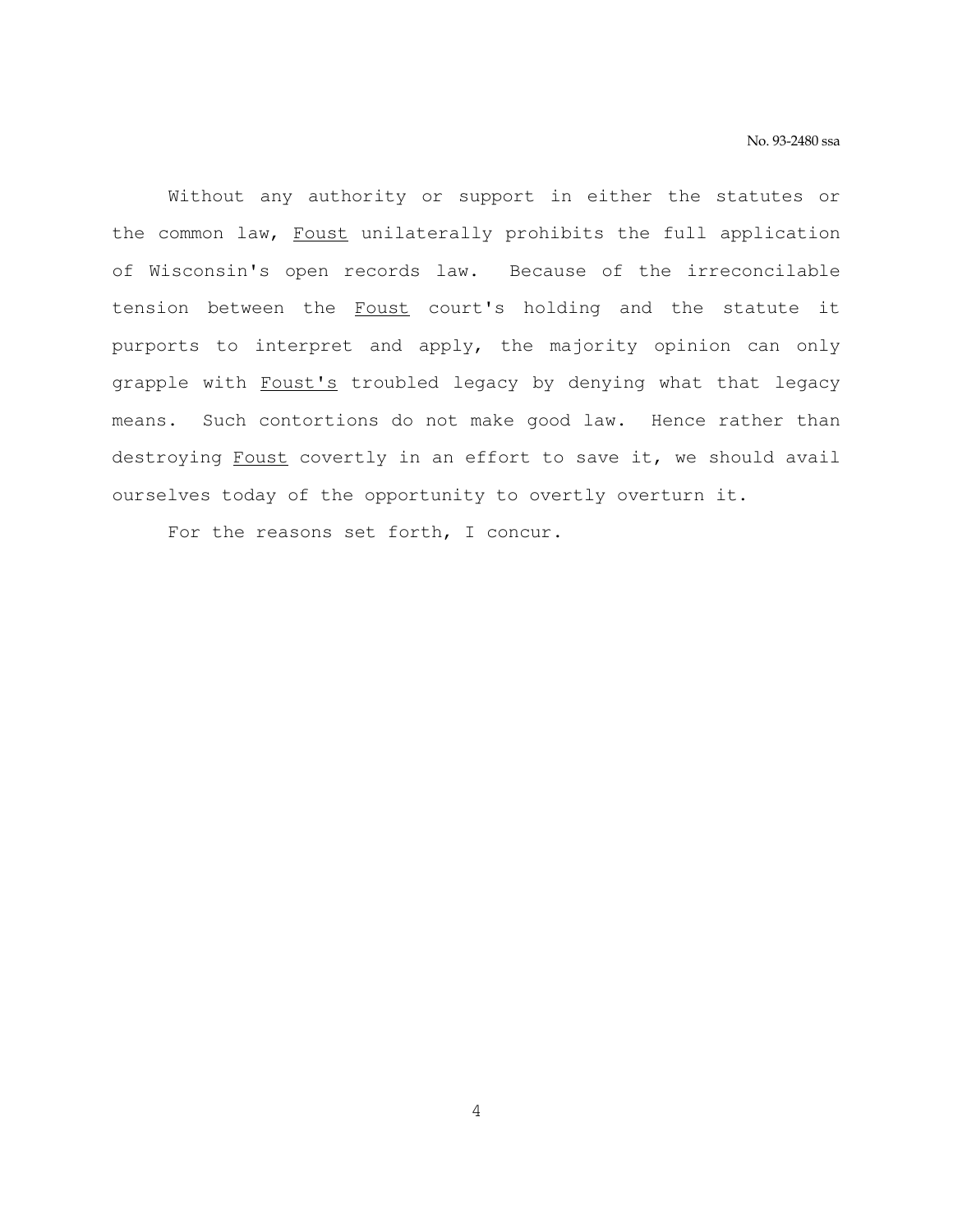Without any authority or support in either the statutes or the common law, Foust unilaterally prohibits the full application of Wisconsin's open records law. Because of the irreconcilable tension between the Foust court's holding and the statute it purports to interpret and apply, the majority opinion can only grapple with Foust's troubled legacy by denying what that legacy means. Such contortions do not make good law. Hence rather than destroying Foust covertly in an effort to save it, we should avail ourselves today of the opportunity to overtly overturn it.

For the reasons set forth, I concur.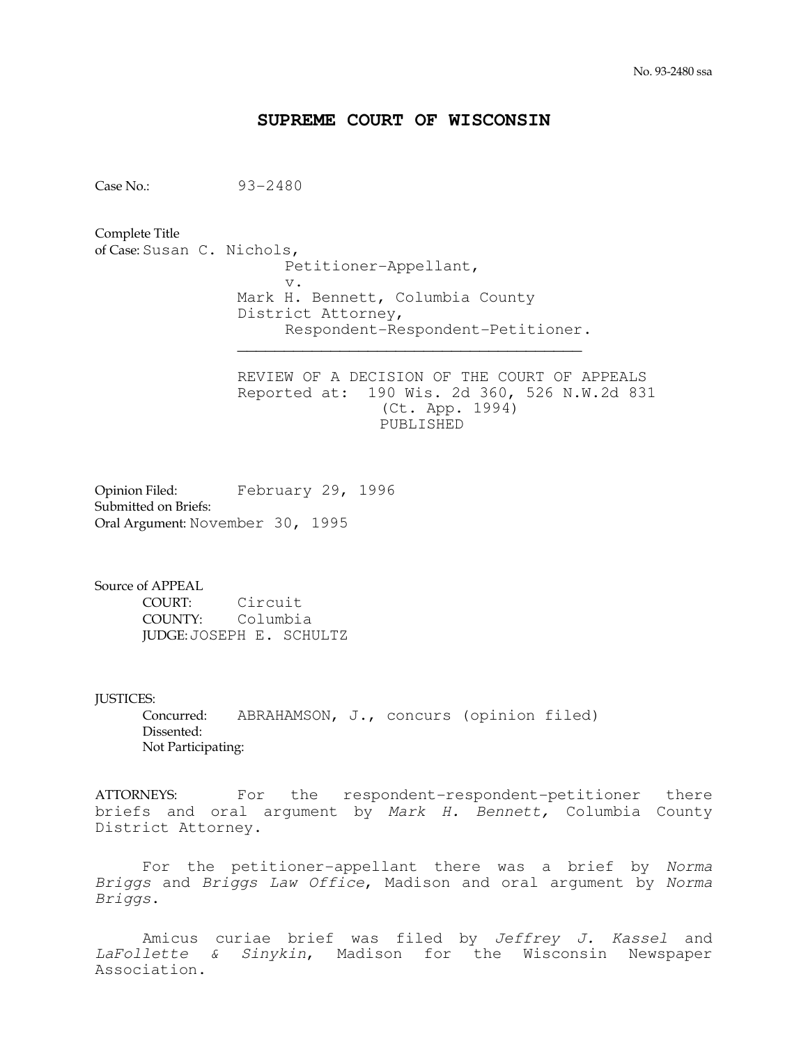No. 93-2480 ssa

# SUPREME COURT OF WISCONSIN

Case No.: 93-2480

Complete Title
of Case: Susan C. Nichols,
Petitioner-Appellant,
v.
Mark H. Bennett, Columbia County
District Attorney,
Respondent-Respondent-Petitioner.

---

REVIEW OF A DECISION OF THE COURT OF APPEALS
Reported at: 190 Wis. 2d 360, 526 N.W.2d 831
(Ct. App. 1994)
PUBLISHED

Opinion Filed: February 29, 1996
Submitted on Briefs:
Oral Argument: November 30, 1995

Source of APPEAL
COURT: Circuit
COUNTY: Columbia
JUDGE: JOSEPH E. SCHULTZ

JUSTICES:
Concurred: ABRAHAMSON, J., concurs (opinion filed)
Dissented:
Not Participating:

ATTORNEYS: For the respondent-respondent-petitioner there briefs and oral argument by *Mark H. Bennett,* Columbia County District Attorney.

For the petitioner-appellant there was a brief by *Norma Briggs* and *Briggs Law Office*, Madison and oral argument by *Norma Briggs*.

Amicus curiae brief was filed by *Jeffrey J. Kassel* and *LaFollette & Sinykin*, Madison for the Wisconsin Newspaper Association.